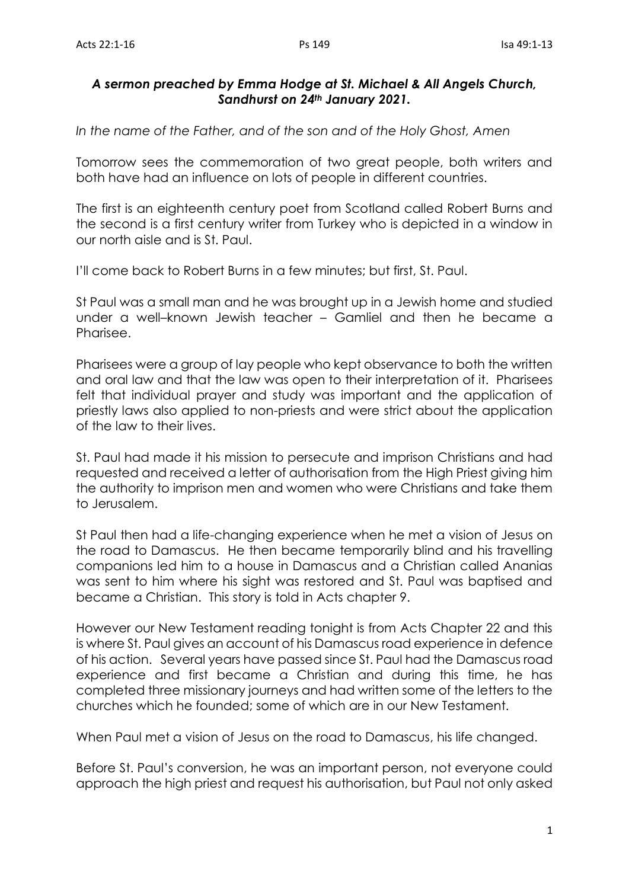Acts 22:1-16 Ps 149 Isa 49:1-13

***A sermon preached by Emma Hodge at St. Michael & All Angels Church, Sandhurst on 24th January 2021.***

*In the name of the Father, and of the son and of the Holy Ghost, Amen*

Tomorrow sees the commemoration of two great people, both writers and both have had an influence on lots of people in different countries.

The first is an eighteenth century poet from Scotland called Robert Burns and the second is a first century writer from Turkey who is depicted in a window in our north aisle and is St. Paul.

I'll come back to Robert Burns in a few minutes; but first, St. Paul.

St Paul was a small man and he was brought up in a Jewish home and studied under a well–known Jewish teacher – Gamliel and then he became a Pharisee.

Pharisees were a group of lay people who kept observance to both the written and oral law and that the law was open to their interpretation of it. Pharisees felt that individual prayer and study was important and the application of priestly laws also applied to non-priests and were strict about the application of the law to their lives.

St. Paul had made it his mission to persecute and imprison Christians and had requested and received a letter of authorisation from the High Priest giving him the authority to imprison men and women who were Christians and take them to Jerusalem.

St Paul then had a life-changing experience when he met a vision of Jesus on the road to Damascus. He then became temporarily blind and his travelling companions led him to a house in Damascus and a Christian called Ananias was sent to him where his sight was restored and St. Paul was baptised and became a Christian. This story is told in Acts chapter 9.

However our New Testament reading tonight is from Acts Chapter 22 and this is where St. Paul gives an account of his Damascus road experience in defence of his action. Several years have passed since St. Paul had the Damascus road experience and first became a Christian and during this time, he has completed three missionary journeys and had written some of the letters to the churches which he founded; some of which are in our New Testament.

When Paul met a vision of Jesus on the road to Damascus, his life changed.

Before St. Paul's conversion, he was an important person, not everyone could approach the high priest and request his authorisation, but Paul not only asked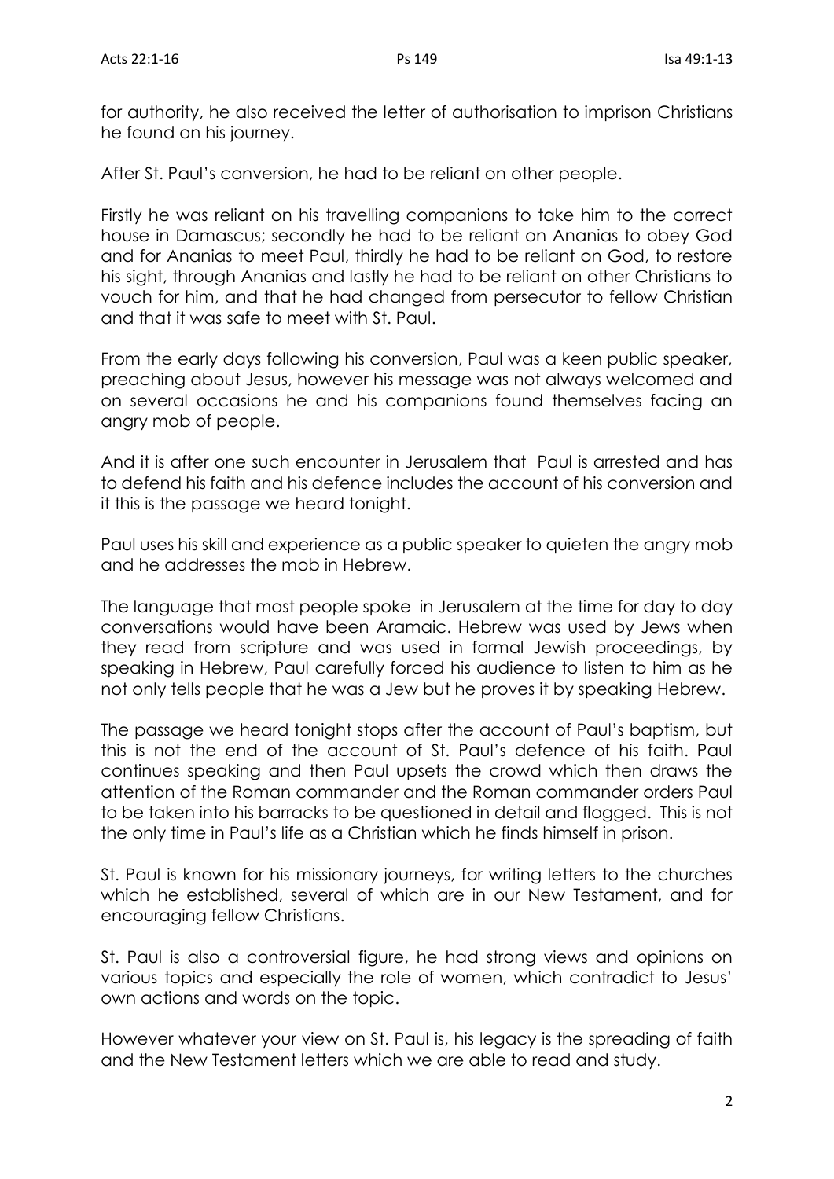for authority, he also received the letter of authorisation to imprison Christians he found on his journey.

After St. Paul's conversion, he had to be reliant on other people.

Firstly he was reliant on his travelling companions to take him to the correct house in Damascus; secondly he had to be reliant on Ananias to obey God and for Ananias to meet Paul, thirdly he had to be reliant on God, to restore his sight, through Ananias and lastly he had to be reliant on other Christians to vouch for him, and that he had changed from persecutor to fellow Christian and that it was safe to meet with St. Paul.

From the early days following his conversion, Paul was a keen public speaker, preaching about Jesus, however his message was not always welcomed and on several occasions he and his companions found themselves facing an angry mob of people.

And it is after one such encounter in Jerusalem that Paul is arrested and has to defend his faith and his defence includes the account of his conversion and it this is the passage we heard tonight.

Paul uses his skill and experience as a public speaker to quieten the angry mob and he addresses the mob in Hebrew.

The language that most people spoke in Jerusalem at the time for day to day conversations would have been Aramaic. Hebrew was used by Jews when they read from scripture and was used in formal Jewish proceedings, by speaking in Hebrew, Paul carefully forced his audience to listen to him as he not only tells people that he was a Jew but he proves it by speaking Hebrew.

The passage we heard tonight stops after the account of Paul's baptism, but this is not the end of the account of St. Paul's defence of his faith. Paul continues speaking and then Paul upsets the crowd which then draws the attention of the Roman commander and the Roman commander orders Paul to be taken into his barracks to be questioned in detail and flogged. This is not the only time in Paul's life as a Christian which he finds himself in prison.

St. Paul is known for his missionary journeys, for writing letters to the churches which he established, several of which are in our New Testament, and for encouraging fellow Christians.

St. Paul is also a controversial figure, he had strong views and opinions on various topics and especially the role of women, which contradict to Jesus' own actions and words on the topic.

However whatever your view on St. Paul is, his legacy is the spreading of faith and the New Testament letters which we are able to read and study.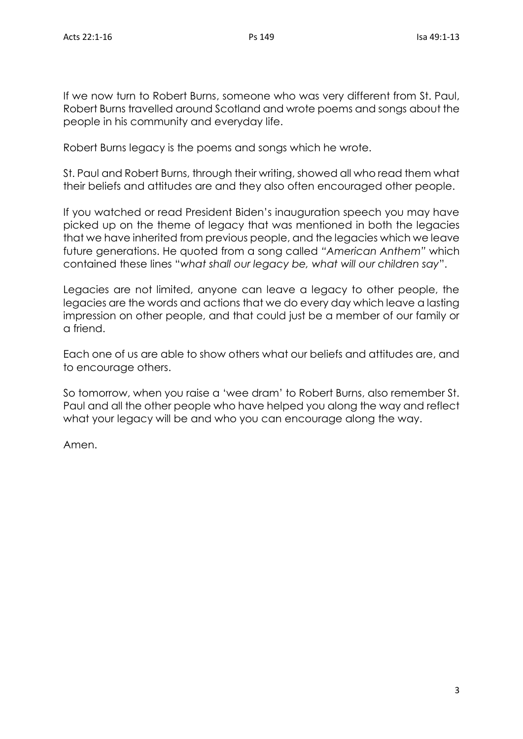If we now turn to Robert Burns, someone who was very different from St. Paul, Robert Burns travelled around Scotland and wrote poems and songs about the people in his community and everyday life.

Robert Burns legacy is the poems and songs which he wrote.

St. Paul and Robert Burns, through their writing, showed all who read them what their beliefs and attitudes are and they also often encouraged other people.

If you watched or read President Biden's inauguration speech you may have picked up on the theme of legacy that was mentioned in both the legacies that we have inherited from previous people, and the legacies which we leave future generations. He quoted from a song called *"American Anthem"* which contained these lines "*what shall our legacy be, what will our children say*".

Legacies are not limited, anyone can leave a legacy to other people, the legacies are the words and actions that we do every day which leave a lasting impression on other people, and that could just be a member of our family or a friend.

Each one of us are able to show others what our beliefs and attitudes are, and to encourage others.

So tomorrow, when you raise a 'wee dram' to Robert Burns, also remember St. Paul and all the other people who have helped you along the way and reflect what your legacy will be and who you can encourage along the way.

Amen.